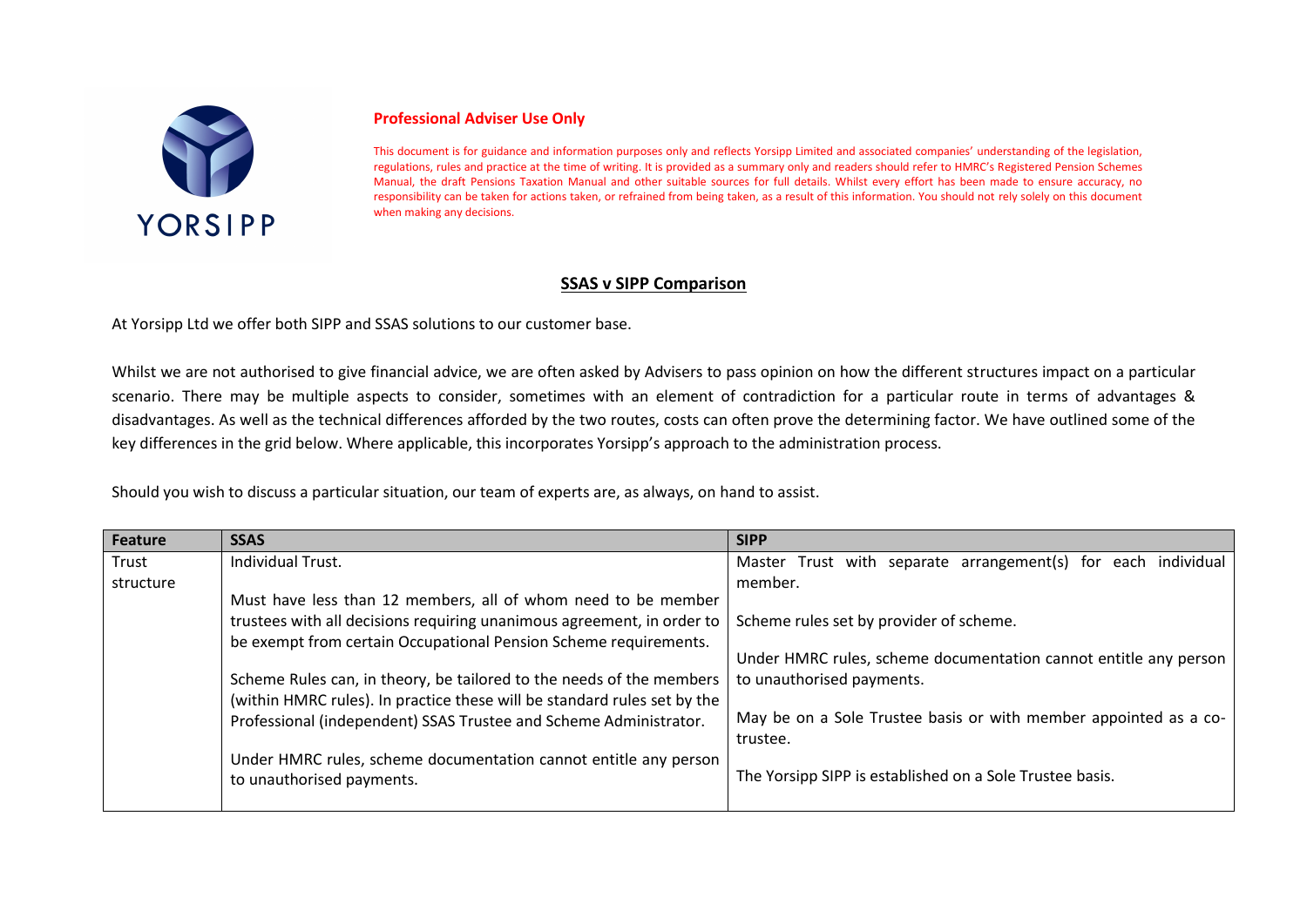YORSIPP

**Professional Adviser Use Only**

This document is for guidance and information purposes only and reflects Yorsipp Limited and associated companies' understanding of the legislation, regulations, rules and practice at the time of writing. It is provided as a summary only and readers should refer to HMRC's Registered Pension Schemes Manual, the draft Pensions Taxation Manual and other suitable sources for full details. Whilst every effort has been made to ensure accuracy, no responsibility can be taken for actions taken, or refrained from being taken, as a result of this information. You should not rely solely on this document when making any decisions.

## SSAS v SIPP Comparison

At Yorsipp Ltd we offer both SIPP and SSAS solutions to our customer base.

Whilst we are not authorised to give financial advice, we are often asked by Advisers to pass opinion on how the different structures impact on a particular scenario. There may be multiple aspects to consider, sometimes with an element of contradiction for a particular route in terms of advantages & disadvantages. As well as the technical differences afforded by the two routes, costs can often prove the determining factor. We have outlined some of the key differences in the grid below. Where applicable, this incorporates Yorsipp's approach to the administration process.

Should you wish to discuss a particular situation, our team of experts are, as always, on hand to assist.

| Feature | SSAS | SIPP |
|---|---|---|
| Trust structure | Individual Trust.<br><br>Must have less than 12 members, all of whom need to be member trustees with all decisions requiring unanimous agreement, in order to be exempt from certain Occupational Pension Scheme requirements.<br><br>Scheme Rules can, in theory, be tailored to the needs of the members (within HMRC rules). In practice these will be standard rules set by the Professional (independent) SSAS Trustee and Scheme Administrator.<br><br>Under HMRC rules, scheme documentation cannot entitle any person to unauthorised payments. | Master Trust with separate arrangement(s) for each individual member.<br><br>Scheme rules set by provider of scheme.<br><br>Under HMRC rules, scheme documentation cannot entitle any person to unauthorised payments.<br><br>May be on a Sole Trustee basis or with member appointed as a co-trustee.<br><br>The Yorsipp SIPP is established on a Sole Trustee basis. |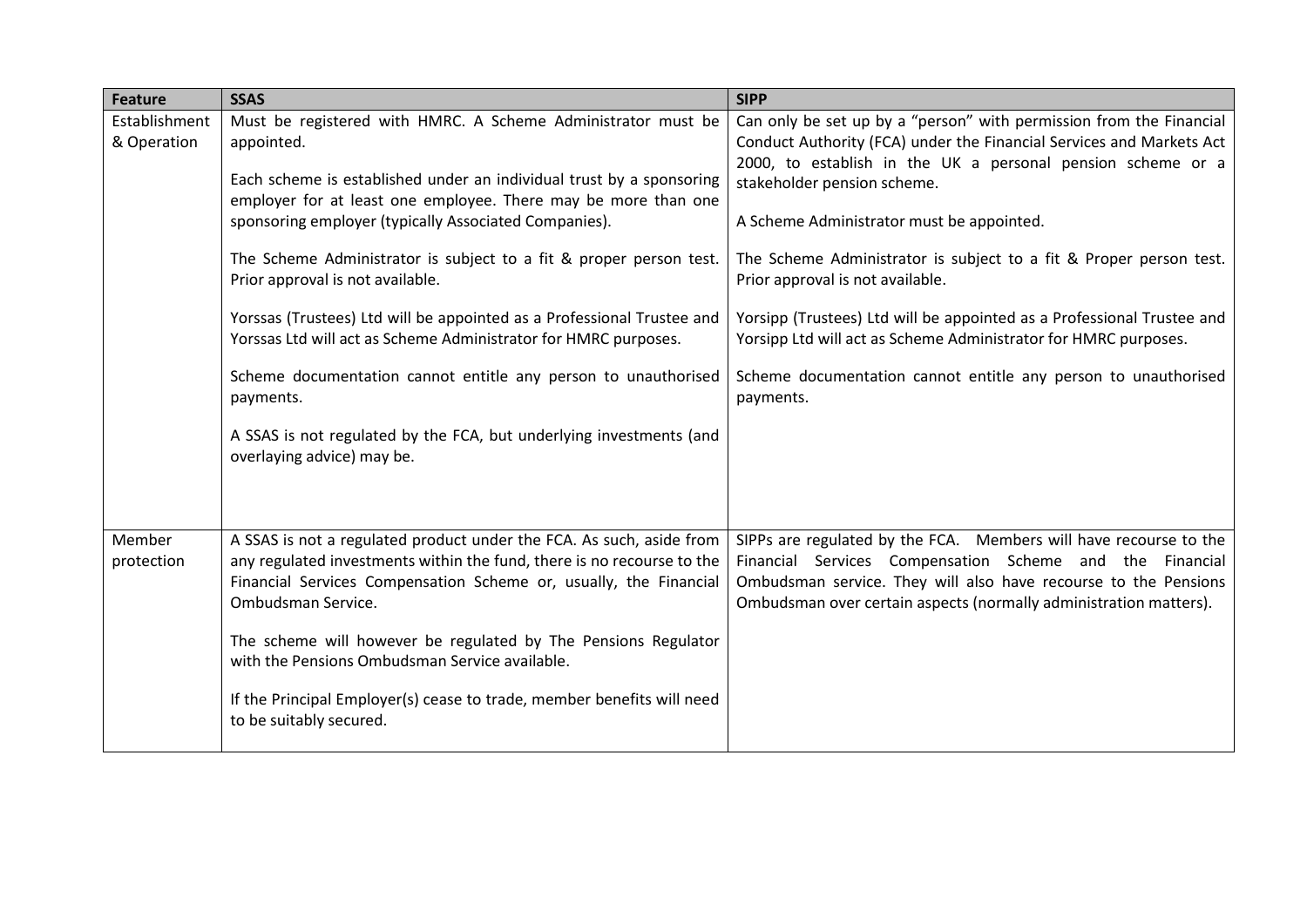| Feature | SSAS | SIPP |
|---|---|---|
| Establishment & Operation | Must be registered with HMRC. A Scheme Administrator must be appointed.<br><br>Each scheme is established under an individual trust by a sponsoring employer for at least one employee. There may be more than one sponsoring employer (typically Associated Companies).<br><br>The Scheme Administrator is subject to a fit & proper person test. Prior approval is not available.<br><br>Yorssas (Trustees) Ltd will be appointed as a Professional Trustee and Yorssas Ltd will act as Scheme Administrator for HMRC purposes.<br><br>Scheme documentation cannot entitle any person to unauthorised payments.<br><br>A SSAS is not regulated by the FCA, but underlying investments (and overlaying advice) may be. | Can only be set up by a "person" with permission from the Financial Conduct Authority (FCA) under the Financial Services and Markets Act 2000, to establish in the UK a personal pension scheme or a stakeholder pension scheme.<br><br>A Scheme Administrator must be appointed.<br><br>The Scheme Administrator is subject to a fit & Proper person test. Prior approval is not available.<br><br>Yorsipp (Trustees) Ltd will be appointed as a Professional Trustee and Yorsipp Ltd will act as Scheme Administrator for HMRC purposes.<br><br>Scheme documentation cannot entitle any person to unauthorised payments. |
| Member protection | A SSAS is not a regulated product under the FCA. As such, aside from any regulated investments within the fund, there is no recourse to the Financial Services Compensation Scheme or, usually, the Financial Ombudsman Service.<br><br>The scheme will however be regulated by The Pensions Regulator with the Pensions Ombudsman Service available.<br><br>If the Principal Employer(s) cease to trade, member benefits will need to be suitably secured. | SIPPs are regulated by the FCA. Members will have recourse to the Financial Services Compensation Scheme and the Financial Ombudsman service. They will also have recourse to the Pensions Ombudsman over certain aspects (normally administration matters). |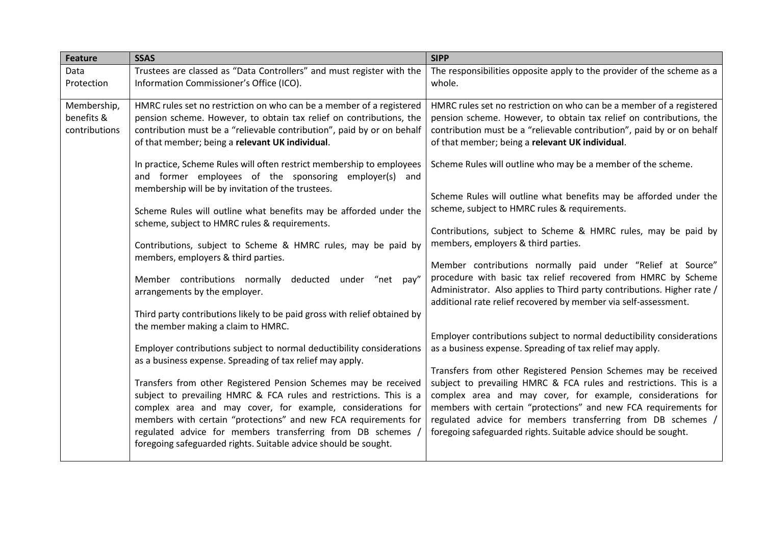| Feature | SSAS | SIPP |
| --- | --- | --- |
| Data Protection | Trustees are classed as "Data Controllers" and must register with the Information Commissioner's Office (ICO). | The responsibilities opposite apply to the provider of the scheme as a whole. |
| Membership, benefits & contributions | HMRC rules set no restriction on who can be a member of a registered pension scheme. However, to obtain tax relief on contributions, the contribution must be a "relievable contribution", paid by or on behalf of that member; being a **relevant UK individual**.<br><br>In practice, Scheme Rules will often restrict membership to employees and former employees of the sponsoring employer(s) and membership will be by invitation of the trustees.<br><br>Scheme Rules will outline what benefits may be afforded under the scheme, subject to HMRC rules & requirements.<br><br>Contributions, subject to Scheme & HMRC rules, may be paid by members, employers & third parties.<br><br>Member contributions normally deducted under "net pay" arrangements by the employer.<br><br>Third party contributions likely to be paid gross with relief obtained by the member making a claim to HMRC.<br><br>Employer contributions subject to normal deductibility considerations as a business expense. Spreading of tax relief may apply.<br><br>Transfers from other Registered Pension Schemes may be received subject to prevailing HMRC & FCA rules and restrictions. This is a complex area and may cover, for example, considerations for members with certain "protections" and new FCA requirements for regulated advice for members transferring from DB schemes / foregoing safeguarded rights. Suitable advice should be sought. | HMRC rules set no restriction on who can be a member of a registered pension scheme. However, to obtain tax relief on contributions, the contribution must be a "relievable contribution", paid by or on behalf of that member; being a **relevant UK individual**.<br><br>Scheme Rules will outline who may be a member of the scheme.<br><br>Scheme Rules will outline what benefits may be afforded under the scheme, subject to HMRC rules & requirements.<br><br>Contributions, subject to Scheme & HMRC rules, may be paid by members, employers & third parties.<br><br>Member contributions normally paid under "Relief at Source" procedure with basic tax relief recovered from HMRC by Scheme Administrator. Also applies to Third party contributions. Higher rate / additional rate relief recovered by member via self-assessment.<br><br>Employer contributions subject to normal deductibility considerations as a business expense. Spreading of tax relief may apply.<br><br>Transfers from other Registered Pension Schemes may be received subject to prevailing HMRC & FCA rules and restrictions. This is a complex area and may cover, for example, considerations for members with certain "protections" and new FCA requirements for regulated advice for members transferring from DB schemes / foregoing safeguarded rights. Suitable advice should be sought. |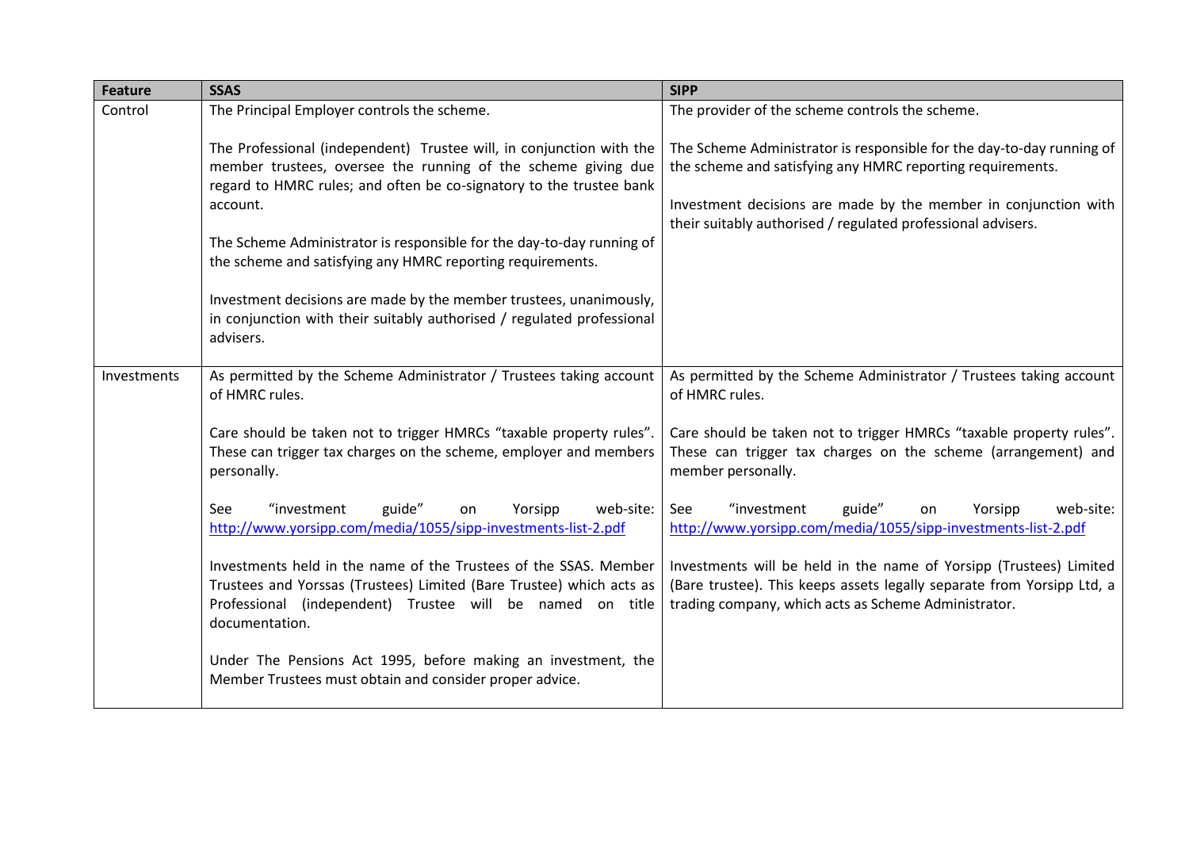| Feature | SSAS | SIPP |
|---|---|---|
| Control | The Principal Employer controls the scheme.<br><br>The Professional (independent) Trustee will, in conjunction with the member trustees, oversee the running of the scheme giving due regard to HMRC rules; and often be co-signatory to the trustee bank account.<br><br>The Scheme Administrator is responsible for the day-to-day running of the scheme and satisfying any HMRC reporting requirements.<br><br>Investment decisions are made by the member trustees, unanimously, in conjunction with their suitably authorised / regulated professional advisers. | The provider of the scheme controls the scheme.<br><br>The Scheme Administrator is responsible for the day-to-day running of the scheme and satisfying any HMRC reporting requirements.<br><br>Investment decisions are made by the member in conjunction with their suitably authorised / regulated professional advisers. |
| Investments | As permitted by the Scheme Administrator / Trustees taking account of HMRC rules.<br><br>Care should be taken not to trigger HMRCs "taxable property rules". These can trigger tax charges on the scheme, employer and members personally.<br><br>See "investment guide" on Yorsipp web-site: http://www.yorsipp.com/media/1055/sipp-investments-list-2.pdf<br><br>Investments held in the name of the Trustees of the SSAS. Member Trustees and Yorssas (Trustees) Limited (Bare Trustee) which acts as Professional (independent) Trustee will be named on title documentation.<br><br>Under The Pensions Act 1995, before making an investment, the Member Trustees must obtain and consider proper advice. | As permitted by the Scheme Administrator / Trustees taking account of HMRC rules.<br><br>Care should be taken not to trigger HMRCs "taxable property rules". These can trigger tax charges on the scheme (arrangement) and member personally.<br><br>See "investment guide" on Yorsipp web-site: http://www.yorsipp.com/media/1055/sipp-investments-list-2.pdf<br><br>Investments will be held in the name of Yorsipp (Trustees) Limited (Bare trustee). This keeps assets legally separate from Yorsipp Ltd, a trading company, which acts as Scheme Administrator. |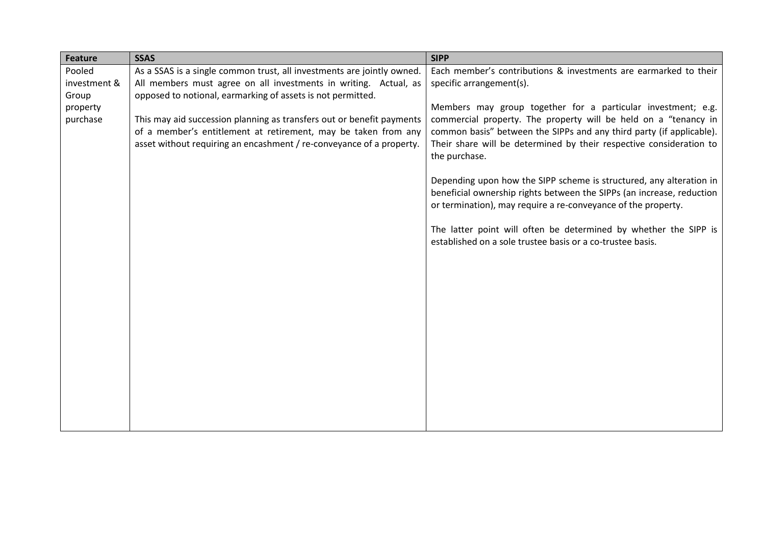| Feature | SSAS | SIPP |
|---|---|---|
| Pooled investment & Group property purchase | As a SSAS is a single common trust, all investments are jointly owned. All members must agree on all investments in writing. Actual, as opposed to notional, earmarking of assets is not permitted.<br><br>This may aid succession planning as transfers out or benefit payments of a member's entitlement at retirement, may be taken from any asset without requiring an encashment / re-conveyance of a property. | Each member's contributions & investments are earmarked to their specific arrangement(s).<br><br>Members may group together for a particular investment; e.g. commercial property. The property will be held on a "tenancy in common basis" between the SIPPs and any third party (if applicable). Their share will be determined by their respective consideration to the purchase.<br><br>Depending upon how the SIPP scheme is structured, any alteration in beneficial ownership rights between the SIPPs (an increase, reduction or termination), may require a re-conveyance of the property.<br><br>The latter point will often be determined by whether the SIPP is established on a sole trustee basis or a co-trustee basis. |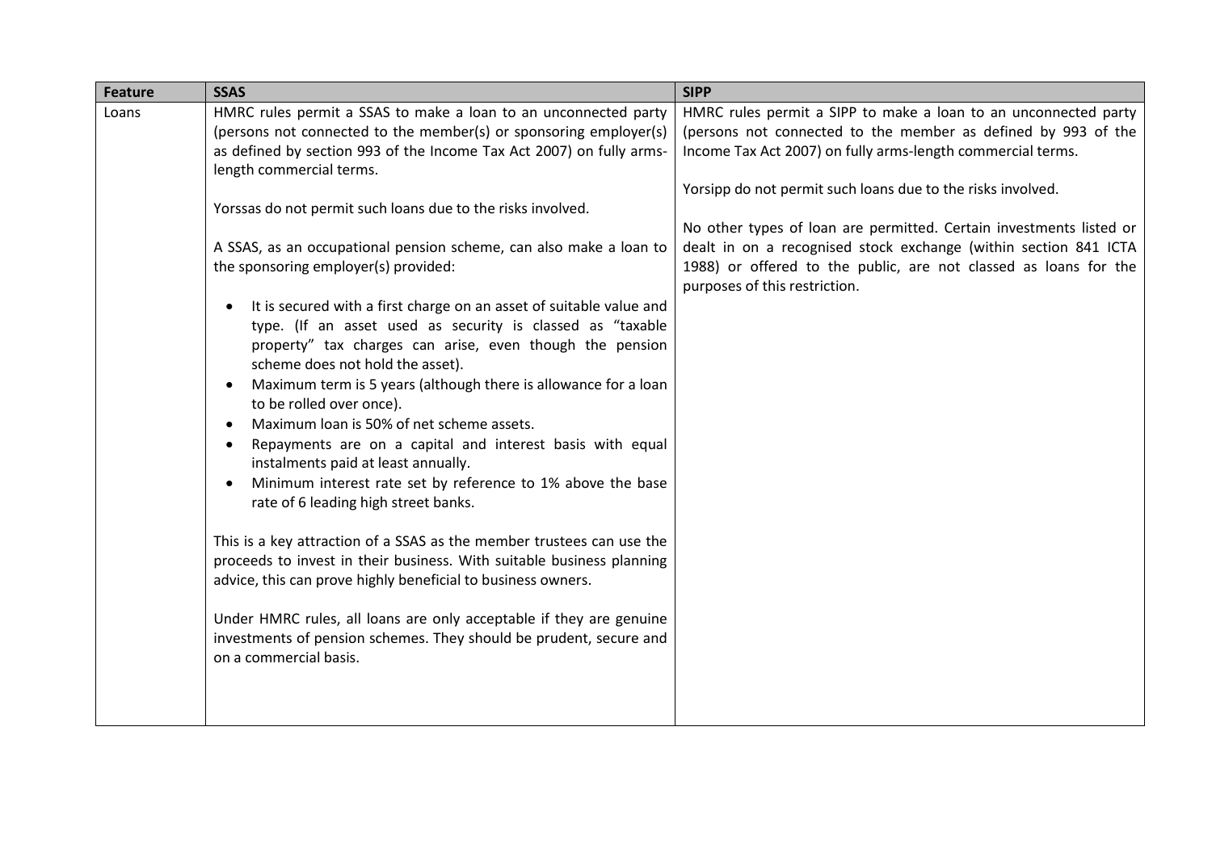| Feature | SSAS | SIPP |
|---|---|---|
| Loans | HMRC rules permit a SSAS to make a loan to an unconnected party (persons not connected to the member(s) or sponsoring employer(s) as defined by section 993 of the Income Tax Act 2007) on fully arms-length commercial terms.<br><br>Yorssas do not permit such loans due to the risks involved.<br><br>A SSAS, as an occupational pension scheme, can also make a loan to the sponsoring employer(s) provided:<br><br>• It is secured with a first charge on an asset of suitable value and type. (If an asset used as security is classed as "taxable property" tax charges can arise, even though the pension scheme does not hold the asset).<br>• Maximum term is 5 years (although there is allowance for a loan to be rolled over once).<br>• Maximum loan is 50% of net scheme assets.<br>• Repayments are on a capital and interest basis with equal instalments paid at least annually.<br>• Minimum interest rate set by reference to 1% above the base rate of 6 leading high street banks.<br><br>This is a key attraction of a SSAS as the member trustees can use the proceeds to invest in their business. With suitable business planning advice, this can prove highly beneficial to business owners.<br><br>Under HMRC rules, all loans are only acceptable if they are genuine investments of pension schemes. They should be prudent, secure and on a commercial basis. | HMRC rules permit a SIPP to make a loan to an unconnected party (persons not connected to the member as defined by 993 of the Income Tax Act 2007) on fully arms-length commercial terms.<br><br>Yorsipp do not permit such loans due to the risks involved.<br><br>No other types of loan are permitted. Certain investments listed or dealt in on a recognised stock exchange (within section 841 ICTA 1988) or offered to the public, are not classed as loans for the purposes of this restriction. |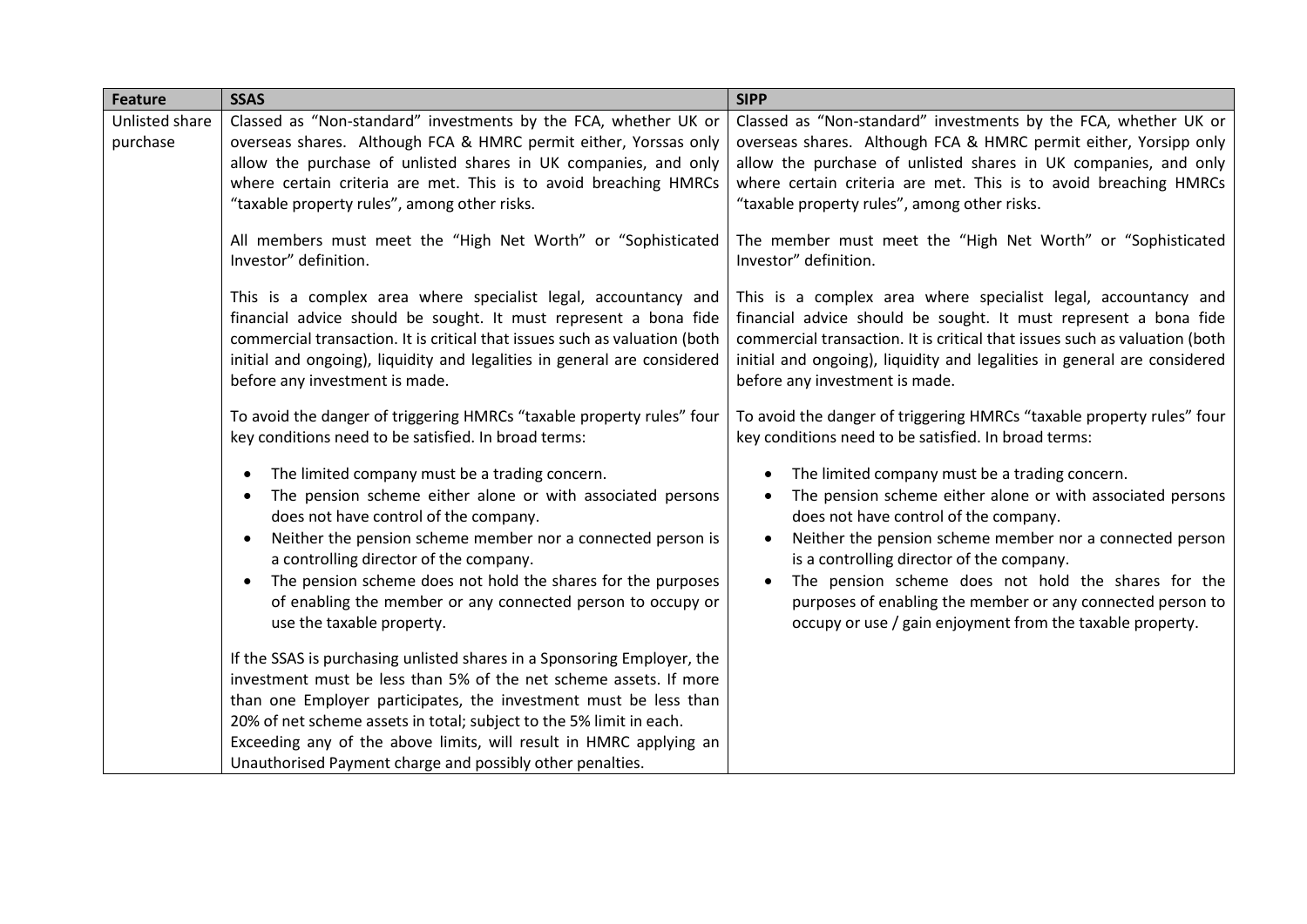| Feature | SSAS | SIPP |
| --- | --- | --- |
| Unlisted share purchase | Classed as "Non-standard" investments by the FCA, whether UK or overseas shares. Although FCA & HMRC permit either, Yorssas only allow the purchase of unlisted shares in UK companies, and only where certain criteria are met. This is to avoid breaching HMRCs "taxable property rules", among other risks.<br><br>All members must meet the "High Net Worth" or "Sophisticated Investor" definition.<br><br>This is a complex area where specialist legal, accountancy and financial advice should be sought. It must represent a bona fide commercial transaction. It is critical that issues such as valuation (both initial and ongoing), liquidity and legalities in general are considered before any investment is made.<br><br>To avoid the danger of triggering HMRCs "taxable property rules" four key conditions need to be satisfied. In broad terms:<br><br>• The limited company must be a trading concern.<br>• The pension scheme either alone or with associated persons does not have control of the company.<br>• Neither the pension scheme member nor a connected person is a controlling director of the company.<br>• The pension scheme does not hold the shares for the purposes of enabling the member or any connected person to occupy or use the taxable property.<br><br>If the SSAS is purchasing unlisted shares in a Sponsoring Employer, the investment must be less than 5% of the net scheme assets. If more than one Employer participates, the investment must be less than 20% of net scheme assets in total; subject to the 5% limit in each.<br>Exceeding any of the above limits, will result in HMRC applying an Unauthorised Payment charge and possibly other penalties. | Classed as "Non-standard" investments by the FCA, whether UK or overseas shares. Although FCA & HMRC permit either, Yorsipp only allow the purchase of unlisted shares in UK companies, and only where certain criteria are met. This is to avoid breaching HMRCs "taxable property rules", among other risks.<br><br>The member must meet the "High Net Worth" or "Sophisticated Investor" definition.<br><br>This is a complex area where specialist legal, accountancy and financial advice should be sought. It must represent a bona fide commercial transaction. It is critical that issues such as valuation (both initial and ongoing), liquidity and legalities in general are considered before any investment is made.<br><br>To avoid the danger of triggering HMRCs "taxable property rules" four key conditions need to be satisfied. In broad terms:<br><br>• The limited company must be a trading concern.<br>• The pension scheme either alone or with associated persons does not have control of the company.<br>• Neither the pension scheme member nor a connected person is a controlling director of the company.<br>• The pension scheme does not hold the shares for the purposes of enabling the member or any connected person to occupy or use / gain enjoyment from the taxable property. |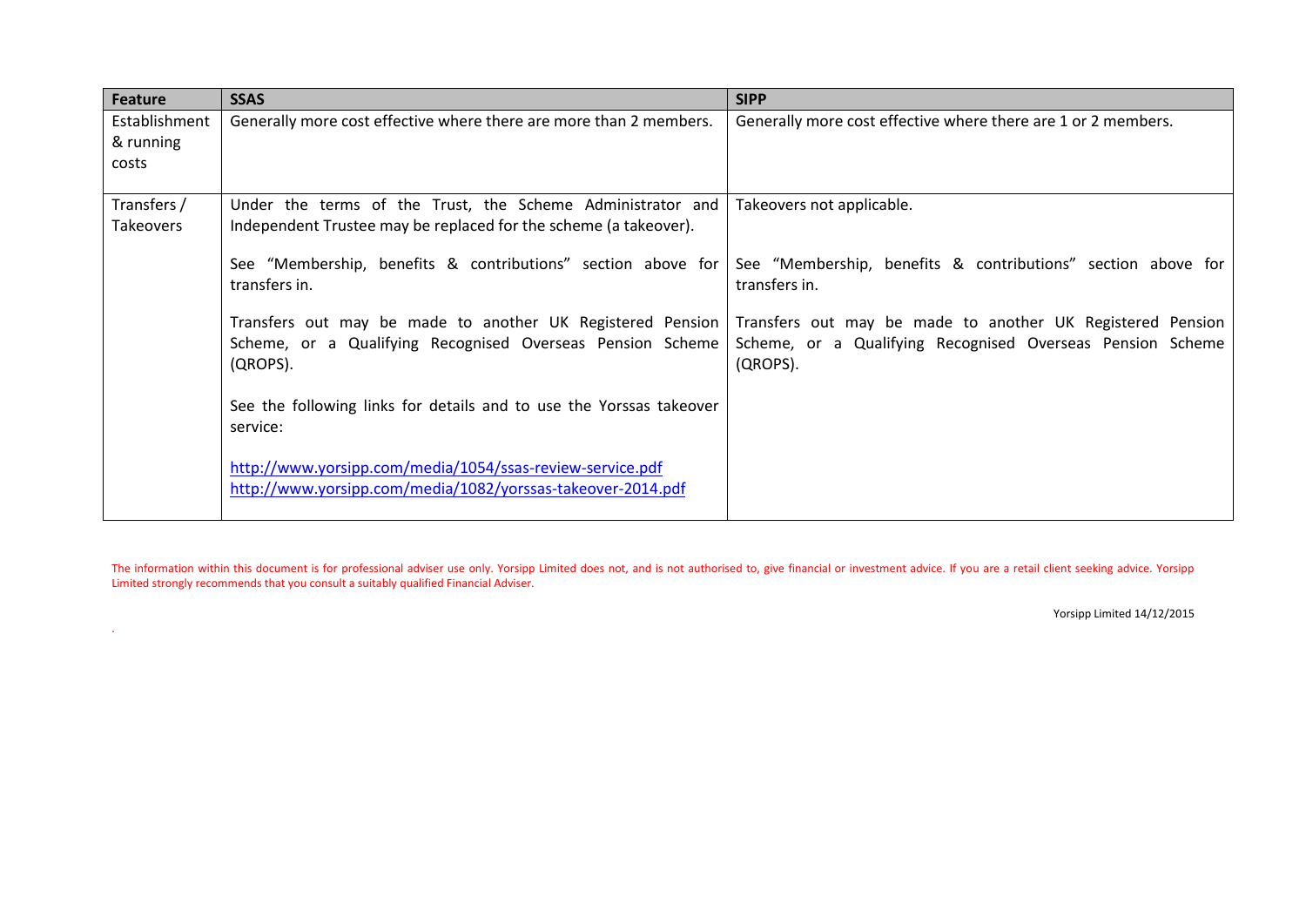| Feature | SSAS | SIPP |
|---|---|---|
| Establishment & running costs | Generally more cost effective where there are more than 2 members. | Generally more cost effective where there are 1 or 2 members. |
| Transfers / Takeovers | Under the terms of the Trust, the Scheme Administrator and Independent Trustee may be replaced for the scheme (a takeover).<br><br>See "Membership, benefits & contributions" section above for transfers in.<br><br>Transfers out may be made to another UK Registered Pension Scheme, or a Qualifying Recognised Overseas Pension Scheme (QROPS).<br><br>See the following links for details and to use the Yorssas takeover service:<br><br>http://www.yorsipp.com/media/1054/ssas-review-service.pdf<br>http://www.yorsipp.com/media/1082/yorssas-takeover-2014.pdf | Takeovers not applicable.<br><br>See "Membership, benefits & contributions" section above for transfers in.<br><br>Transfers out may be made to another UK Registered Pension Scheme, or a Qualifying Recognised Overseas Pension Scheme (QROPS). |

The information within this document is for professional adviser use only. Yorsipp Limited does not, and is not authorised to, give financial or investment advice. If you are a retail client seeking advice. Yorsipp Limited strongly recommends that you consult a suitably qualified Financial Adviser.

Yorsipp Limited 14/12/2015